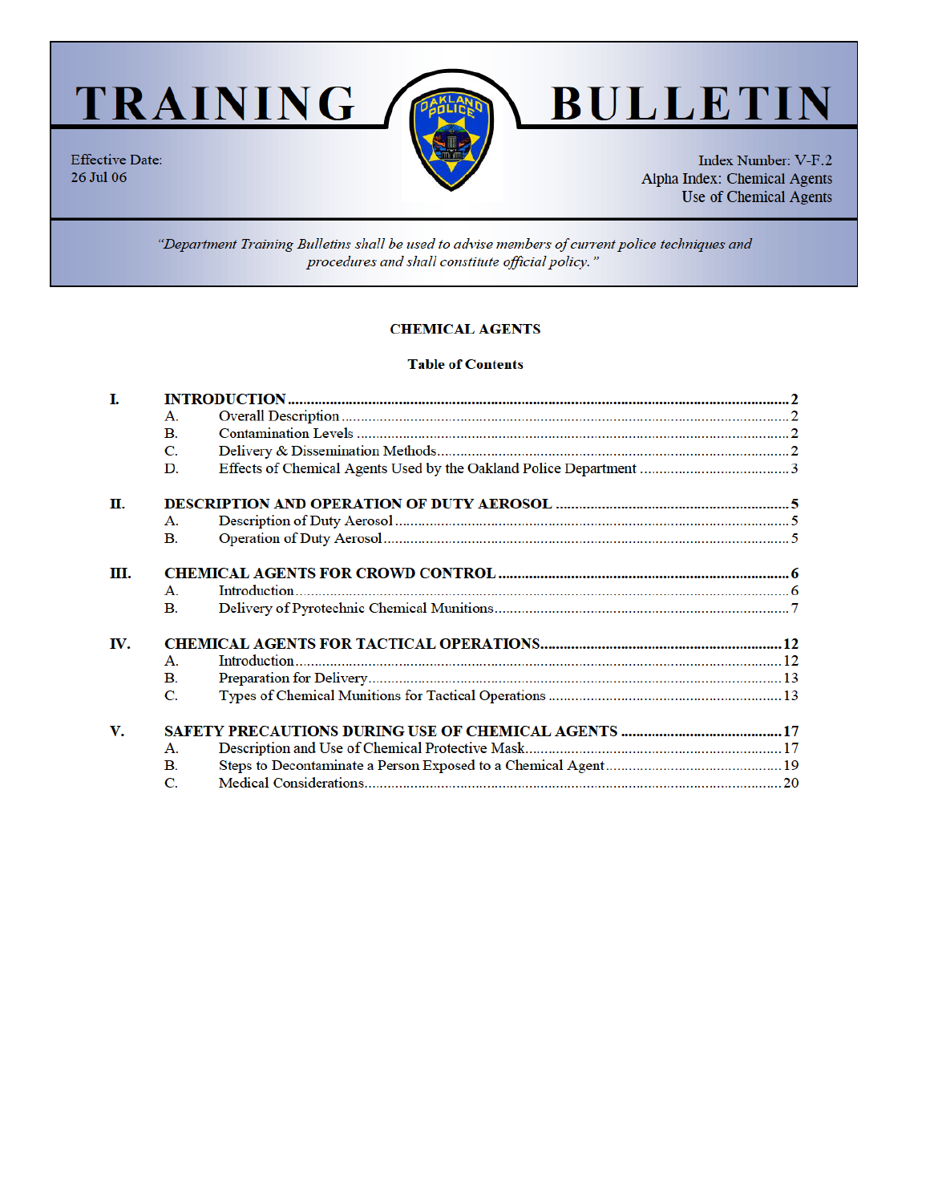# TRAINING BULLETIN

Effective Date:
26 Jul 06

Index Number: V-F.2
Alpha Index: Chemical Agents
Use of Chemical Agents

*"Department Training Bulletins shall be used to advise members of current police techniques and procedures and shall constitute official policy."*

## CHEMICAL AGENTS

### Table of Contents

**I. INTRODUCTION ..... 2**
- A. Overall Description ..... 2
- B. Contamination Levels ..... 2
- C. Delivery & Dissemination Methods ..... 2
- D. Effects of Chemical Agents Used by the Oakland Police Department ..... 3

**II. DESCRIPTION AND OPERATION OF DUTY AEROSOL ..... 5**
- A. Description of Duty Aerosol ..... 5
- B. Operation of Duty Aerosol ..... 5

**III. CHEMICAL AGENTS FOR CROWD CONTROL ..... 6**
- A. Introduction ..... 6
- B. Delivery of Pyrotechnic Chemical Munitions ..... 7

**IV. CHEMICAL AGENTS FOR TACTICAL OPERATIONS ..... 12**
- A. Introduction ..... 12
- B. Preparation for Delivery ..... 13
- C. Types of Chemical Munitions for Tactical Operations ..... 13

**V. SAFETY PRECAUTIONS DURING USE OF CHEMICAL AGENTS ..... 17**
- A. Description and Use of Chemical Protective Mask ..... 17
- B. Steps to Decontaminate a Person Exposed to a Chemical Agent ..... 19
- C. Medical Considerations ..... 20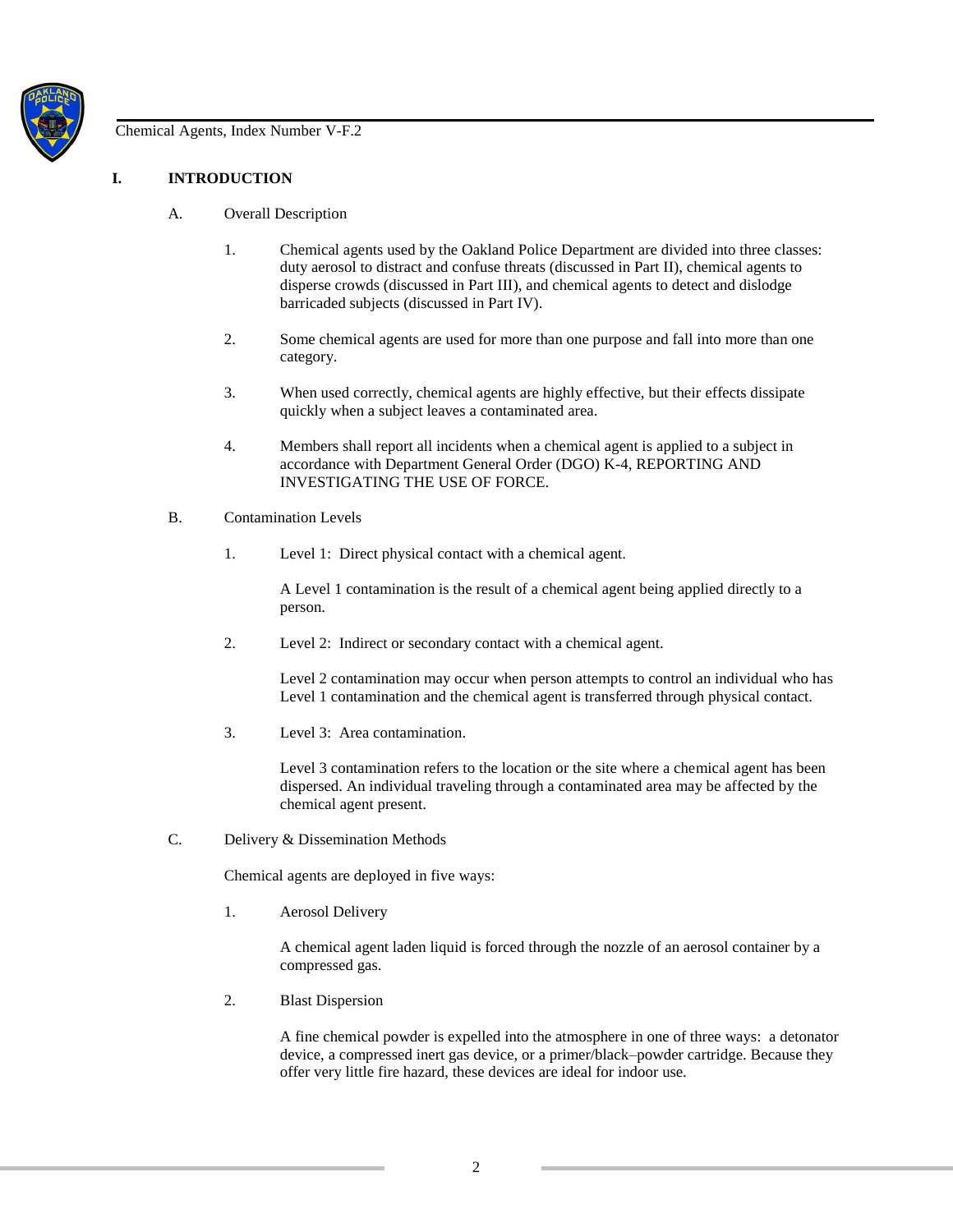## I. INTRODUCTION

### A. Overall Description

1. Chemical agents used by the Oakland Police Department are divided into three classes: duty aerosol to distract and confuse threats (discussed in Part II), chemical agents to disperse crowds (discussed in Part III), and chemical agents to detect and dislodge barricaded subjects (discussed in Part IV).

2. Some chemical agents are used for more than one purpose and fall into more than one category.

3. When used correctly, chemical agents are highly effective, but their effects dissipate quickly when a subject leaves a contaminated area.

4. Members shall report all incidents when a chemical agent is applied to a subject in accordance with Department General Order (DGO) K-4, REPORTING AND INVESTIGATING THE USE OF FORCE.

### B. Contamination Levels

1. Level 1: Direct physical contact with a chemical agent.

   A Level 1 contamination is the result of a chemical agent being applied directly to a person.

2. Level 2: Indirect or secondary contact with a chemical agent.

   Level 2 contamination may occur when person attempts to control an individual who has Level 1 contamination and the chemical agent is transferred through physical contact.

3. Level 3: Area contamination.

   Level 3 contamination refers to the location or the site where a chemical agent has been dispersed. An individual traveling through a contaminated area may be affected by the chemical agent present.

### C. Delivery & Dissemination Methods

Chemical agents are deployed in five ways:

1. Aerosol Delivery

   A chemical agent laden liquid is forced through the nozzle of an aerosol container by a compressed gas.

2. Blast Dispersion

   A fine chemical powder is expelled into the atmosphere in one of three ways: a detonator device, a compressed inert gas device, or a primer/black–powder cartridge. Because they offer very little fire hazard, these devices are ideal for indoor use.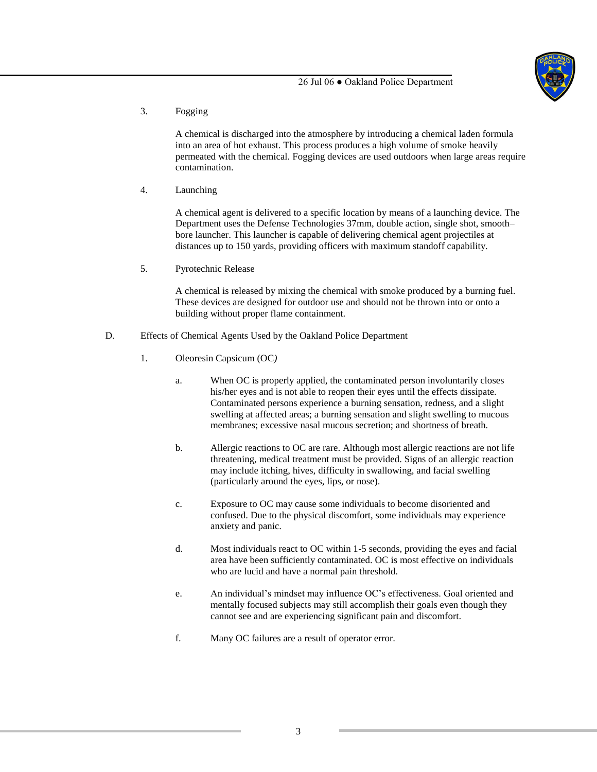3. Fogging

   A chemical is discharged into the atmosphere by introducing a chemical laden formula into an area of hot exhaust. This process produces a high volume of smoke heavily permeated with the chemical. Fogging devices are used outdoors when large areas require contamination.

4. Launching

   A chemical agent is delivered to a specific location by means of a launching device. The Department uses the Defense Technologies 37mm, double action, single shot, smooth–bore launcher. This launcher is capable of delivering chemical agent projectiles at distances up to 150 yards, providing officers with maximum standoff capability.

5. Pyrotechnic Release

   A chemical is released by mixing the chemical with smoke produced by a burning fuel. These devices are designed for outdoor use and should not be thrown into or onto a building without proper flame containment.

D. Effects of Chemical Agents Used by the Oakland Police Department

   1. Oleoresin Capsicum (OC*)*

      a. When OC is properly applied, the contaminated person involuntarily closes his/her eyes and is not able to reopen their eyes until the effects dissipate. Contaminated persons experience a burning sensation, redness, and a slight swelling at affected areas; a burning sensation and slight swelling to mucous membranes; excessive nasal mucous secretion; and shortness of breath.

      b. Allergic reactions to OC are rare. Although most allergic reactions are not life threatening, medical treatment must be provided. Signs of an allergic reaction may include itching, hives, difficulty in swallowing, and facial swelling (particularly around the eyes, lips, or nose).

      c. Exposure to OC may cause some individuals to become disoriented and confused. Due to the physical discomfort, some individuals may experience anxiety and panic.

      d. Most individuals react to OC within 1-5 seconds, providing the eyes and facial area have been sufficiently contaminated. OC is most effective on individuals who are lucid and have a normal pain threshold.

      e. An individual's mindset may influence OC's effectiveness. Goal oriented and mentally focused subjects may still accomplish their goals even though they cannot see and are experiencing significant pain and discomfort.

      f. Many OC failures are a result of operator error.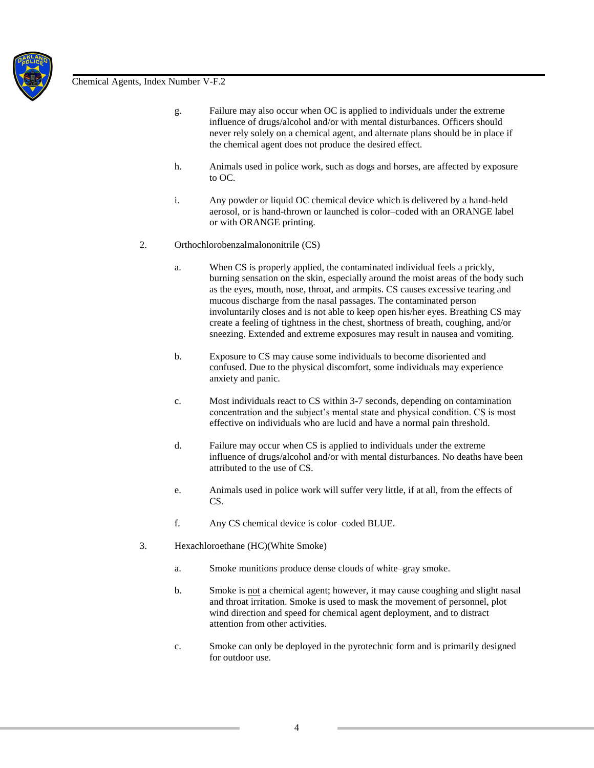g. Failure may also occur when OC is applied to individuals under the extreme influence of drugs/alcohol and/or with mental disturbances. Officers should never rely solely on a chemical agent, and alternate plans should be in place if the chemical agent does not produce the desired effect.

h. Animals used in police work, such as dogs and horses, are affected by exposure to OC.

i. Any powder or liquid OC chemical device which is delivered by a hand-held aerosol, or is hand-thrown or launched is color–coded with an ORANGE label or with ORANGE printing.

2. Orthochlorobenzalmalononitrile (CS)

a. When CS is properly applied, the contaminated individual feels a prickly, burning sensation on the skin, especially around the moist areas of the body such as the eyes, mouth, nose, throat, and armpits. CS causes excessive tearing and mucous discharge from the nasal passages. The contaminated person involuntarily closes and is not able to keep open his/her eyes. Breathing CS may create a feeling of tightness in the chest, shortness of breath, coughing, and/or sneezing. Extended and extreme exposures may result in nausea and vomiting.

b. Exposure to CS may cause some individuals to become disoriented and confused. Due to the physical discomfort, some individuals may experience anxiety and panic.

c. Most individuals react to CS within 3-7 seconds, depending on contamination concentration and the subject's mental state and physical condition. CS is most effective on individuals who are lucid and have a normal pain threshold.

d. Failure may occur when CS is applied to individuals under the extreme influence of drugs/alcohol and/or with mental disturbances. No deaths have been attributed to the use of CS.

e. Animals used in police work will suffer very little, if at all, from the effects of CS.

f. Any CS chemical device is color–coded BLUE.

3. Hexachloroethane (HC)(White Smoke)

a. Smoke munitions produce dense clouds of white–gray smoke.

b. Smoke is <u>not</u> a chemical agent; however, it may cause coughing and slight nasal and throat irritation. Smoke is used to mask the movement of personnel, plot wind direction and speed for chemical agent deployment, and to distract attention from other activities.

c. Smoke can only be deployed in the pyrotechnic form and is primarily designed for outdoor use.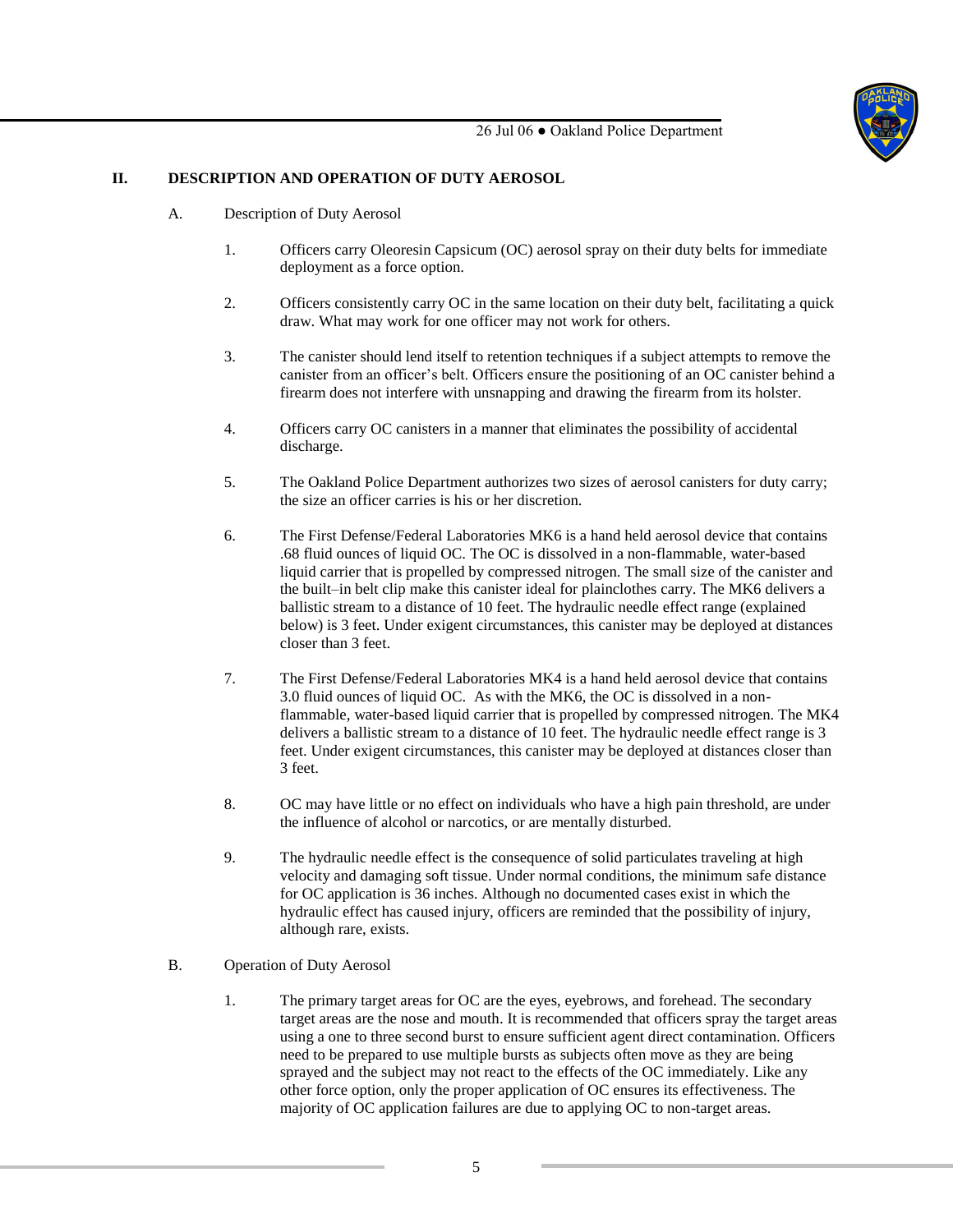## II. DESCRIPTION AND OPERATION OF DUTY AEROSOL

### A. Description of Duty Aerosol

1. Officers carry Oleoresin Capsicum (OC) aerosol spray on their duty belts for immediate deployment as a force option.

2. Officers consistently carry OC in the same location on their duty belt, facilitating a quick draw. What may work for one officer may not work for others.

3. The canister should lend itself to retention techniques if a subject attempts to remove the canister from an officer's belt. Officers ensure the positioning of an OC canister behind a firearm does not interfere with unsnapping and drawing the firearm from its holster.

4. Officers carry OC canisters in a manner that eliminates the possibility of accidental discharge.

5. The Oakland Police Department authorizes two sizes of aerosol canisters for duty carry; the size an officer carries is his or her discretion.

6. The First Defense/Federal Laboratories MK6 is a hand held aerosol device that contains .68 fluid ounces of liquid OC. The OC is dissolved in a non-flammable, water-based liquid carrier that is propelled by compressed nitrogen. The small size of the canister and the built–in belt clip make this canister ideal for plainclothes carry. The MK6 delivers a ballistic stream to a distance of 10 feet. The hydraulic needle effect range (explained below) is 3 feet. Under exigent circumstances, this canister may be deployed at distances closer than 3 feet.

7. The First Defense/Federal Laboratories MK4 is a hand held aerosol device that contains 3.0 fluid ounces of liquid OC. As with the MK6, the OC is dissolved in a non-flammable, water-based liquid carrier that is propelled by compressed nitrogen. The MK4 delivers a ballistic stream to a distance of 10 feet. The hydraulic needle effect range is 3 feet. Under exigent circumstances, this canister may be deployed at distances closer than 3 feet.

8. OC may have little or no effect on individuals who have a high pain threshold, are under the influence of alcohol or narcotics, or are mentally disturbed.

9. The hydraulic needle effect is the consequence of solid particulates traveling at high velocity and damaging soft tissue. Under normal conditions, the minimum safe distance for OC application is 36 inches. Although no documented cases exist in which the hydraulic effect has caused injury, officers are reminded that the possibility of injury, although rare, exists.

### B. Operation of Duty Aerosol

1. The primary target areas for OC are the eyes, eyebrows, and forehead. The secondary target areas are the nose and mouth. It is recommended that officers spray the target areas using a one to three second burst to ensure sufficient agent direct contamination. Officers need to be prepared to use multiple bursts as subjects often move as they are being sprayed and the subject may not react to the effects of the OC immediately. Like any other force option, only the proper application of OC ensures its effectiveness. The majority of OC application failures are due to applying OC to non-target areas.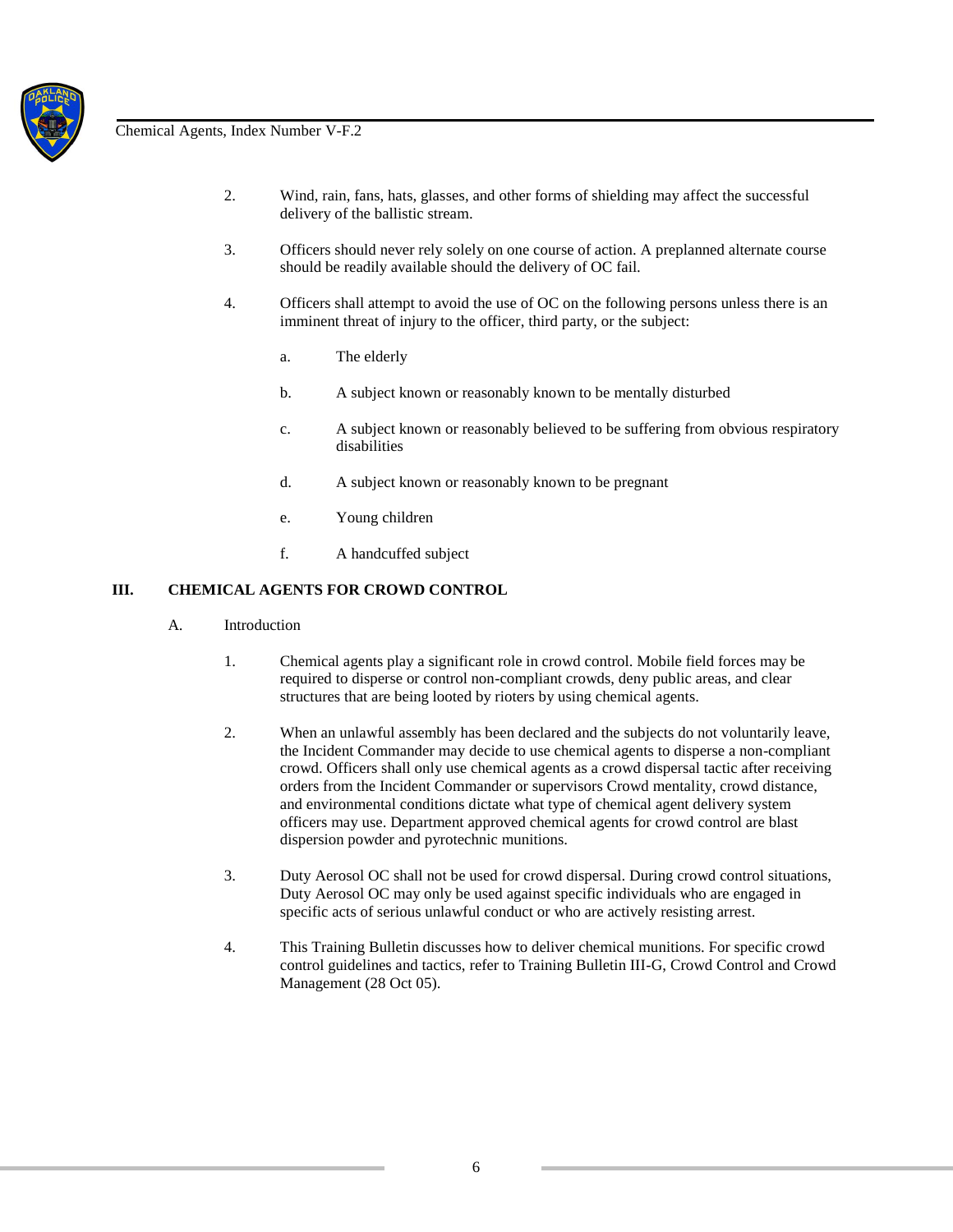2. Wind, rain, fans, hats, glasses, and other forms of shielding may affect the successful delivery of the ballistic stream.

3. Officers should never rely solely on one course of action. A preplanned alternate course should be readily available should the delivery of OC fail.

4. Officers shall attempt to avoid the use of OC on the following persons unless there is an imminent threat of injury to the officer, third party, or the subject:

   a. The elderly

   b. A subject known or reasonably known to be mentally disturbed

   c. A subject known or reasonably believed to be suffering from obvious respiratory disabilities

   d. A subject known or reasonably known to be pregnant

   e. Young children

   f. A handcuffed subject

## III. CHEMICAL AGENTS FOR CROWD CONTROL

### A. Introduction

1. Chemical agents play a significant role in crowd control. Mobile field forces may be required to disperse or control non-compliant crowds, deny public areas, and clear structures that are being looted by rioters by using chemical agents.

2. When an unlawful assembly has been declared and the subjects do not voluntarily leave, the Incident Commander may decide to use chemical agents to disperse a non-compliant crowd. Officers shall only use chemical agents as a crowd dispersal tactic after receiving orders from the Incident Commander or supervisors Crowd mentality, crowd distance, and environmental conditions dictate what type of chemical agent delivery system officers may use. Department approved chemical agents for crowd control are blast dispersion powder and pyrotechnic munitions.

3. Duty Aerosol OC shall not be used for crowd dispersal. During crowd control situations, Duty Aerosol OC may only be used against specific individuals who are engaged in specific acts of serious unlawful conduct or who are actively resisting arrest.

4. This Training Bulletin discusses how to deliver chemical munitions. For specific crowd control guidelines and tactics, refer to Training Bulletin III-G, Crowd Control and Crowd Management (28 Oct 05).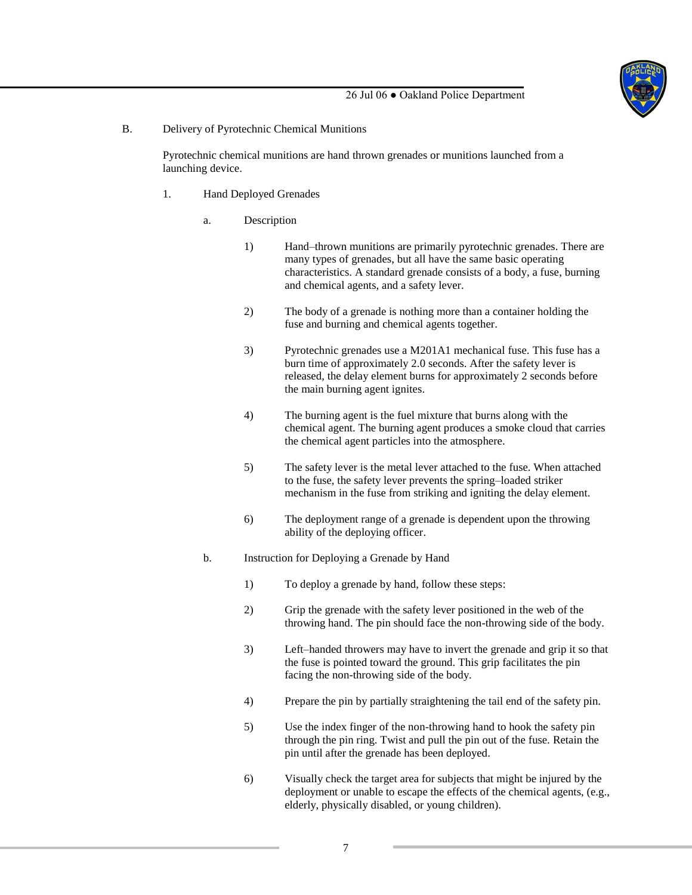B. Delivery of Pyrotechnic Chemical Munitions

Pyrotechnic chemical munitions are hand thrown grenades or munitions launched from a launching device.

1. Hand Deployed Grenades

a. Description

1) Hand–thrown munitions are primarily pyrotechnic grenades. There are many types of grenades, but all have the same basic operating characteristics. A standard grenade consists of a body, a fuse, burning and chemical agents, and a safety lever.

2) The body of a grenade is nothing more than a container holding the fuse and burning and chemical agents together.

3) Pyrotechnic grenades use a M201A1 mechanical fuse. This fuse has a burn time of approximately 2.0 seconds. After the safety lever is released, the delay element burns for approximately 2 seconds before the main burning agent ignites.

4) The burning agent is the fuel mixture that burns along with the chemical agent. The burning agent produces a smoke cloud that carries the chemical agent particles into the atmosphere.

5) The safety lever is the metal lever attached to the fuse. When attached to the fuse, the safety lever prevents the spring–loaded striker mechanism in the fuse from striking and igniting the delay element.

6) The deployment range of a grenade is dependent upon the throwing ability of the deploying officer.

b. Instruction for Deploying a Grenade by Hand

1) To deploy a grenade by hand, follow these steps:

2) Grip the grenade with the safety lever positioned in the web of the throwing hand. The pin should face the non-throwing side of the body.

3) Left–handed throwers may have to invert the grenade and grip it so that the fuse is pointed toward the ground. This grip facilitates the pin facing the non-throwing side of the body.

4) Prepare the pin by partially straightening the tail end of the safety pin.

5) Use the index finger of the non-throwing hand to hook the safety pin through the pin ring. Twist and pull the pin out of the fuse. Retain the pin until after the grenade has been deployed.

6) Visually check the target area for subjects that might be injured by the deployment or unable to escape the effects of the chemical agents, (e.g., elderly, physically disabled, or young children).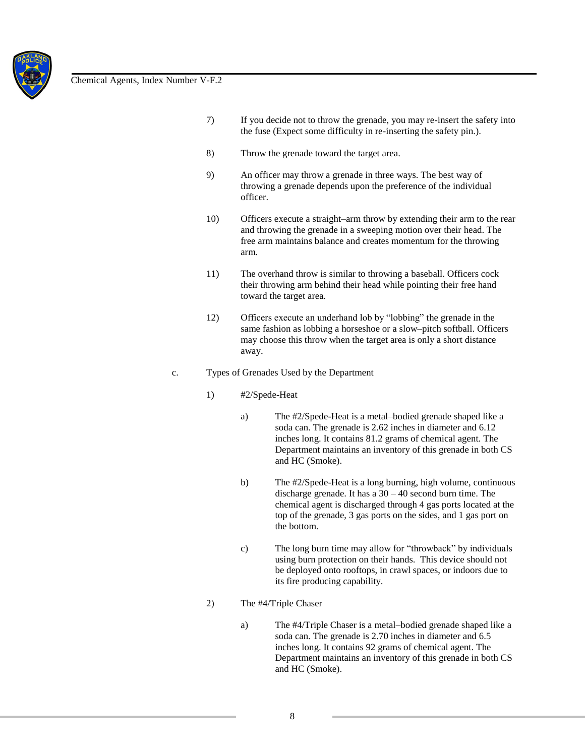7) If you decide not to throw the grenade, you may re-insert the safety into the fuse (Expect some difficulty in re-inserting the safety pin.).

8) Throw the grenade toward the target area.

9) An officer may throw a grenade in three ways. The best way of throwing a grenade depends upon the preference of the individual officer.

10) Officers execute a straight–arm throw by extending their arm to the rear and throwing the grenade in a sweeping motion over their head. The free arm maintains balance and creates momentum for the throwing arm.

11) The overhand throw is similar to throwing a baseball. Officers cock their throwing arm behind their head while pointing their free hand toward the target area.

12) Officers execute an underhand lob by "lobbing" the grenade in the same fashion as lobbing a horseshoe or a slow–pitch softball. Officers may choose this throw when the target area is only a short distance away.

c. Types of Grenades Used by the Department

1) #2/Spede-Heat

a) The #2/Spede-Heat is a metal–bodied grenade shaped like a soda can. The grenade is 2.62 inches in diameter and 6.12 inches long. It contains 81.2 grams of chemical agent. The Department maintains an inventory of this grenade in both CS and HC (Smoke).

b) The #2/Spede-Heat is a long burning, high volume, continuous discharge grenade. It has a 30 – 40 second burn time. The chemical agent is discharged through 4 gas ports located at the top of the grenade, 3 gas ports on the sides, and 1 gas port on the bottom.

c) The long burn time may allow for "throwback" by individuals using burn protection on their hands. This device should not be deployed onto rooftops, in crawl spaces, or indoors due to its fire producing capability.

2) The #4/Triple Chaser

a) The #4/Triple Chaser is a metal–bodied grenade shaped like a soda can. The grenade is 2.70 inches in diameter and 6.5 inches long. It contains 92 grams of chemical agent. The Department maintains an inventory of this grenade in both CS and HC (Smoke).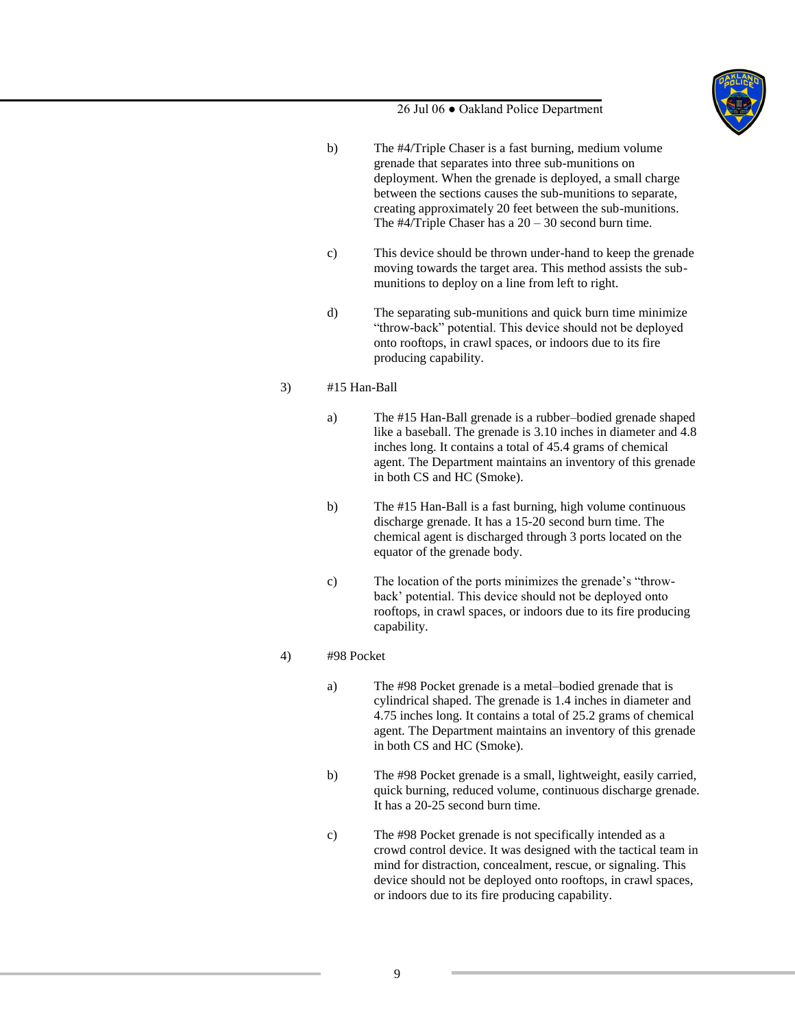b) The #4/Triple Chaser is a fast burning, medium volume grenade that separates into three sub-munitions on deployment. When the grenade is deployed, a small charge between the sections causes the sub-munitions to separate, creating approximately 20 feet between the sub-munitions. The #4/Triple Chaser has a 20 – 30 second burn time.

c) This device should be thrown under-hand to keep the grenade moving towards the target area. This method assists the sub-munitions to deploy on a line from left to right.

d) The separating sub-munitions and quick burn time minimize "throw-back" potential. This device should not be deployed onto rooftops, in crawl spaces, or indoors due to its fire producing capability.

3) #15 Han-Ball

a) The #15 Han-Ball grenade is a rubber–bodied grenade shaped like a baseball. The grenade is 3.10 inches in diameter and 4.8 inches long. It contains a total of 45.4 grams of chemical agent. The Department maintains an inventory of this grenade in both CS and HC (Smoke).

b) The #15 Han-Ball is a fast burning, high volume continuous discharge grenade. It has a 15-20 second burn time. The chemical agent is discharged through 3 ports located on the equator of the grenade body.

c) The location of the ports minimizes the grenade's "throw-back' potential. This device should not be deployed onto rooftops, in crawl spaces, or indoors due to its fire producing capability.

4) #98 Pocket

a) The #98 Pocket grenade is a metal–bodied grenade that is cylindrical shaped. The grenade is 1.4 inches in diameter and 4.75 inches long. It contains a total of 25.2 grams of chemical agent. The Department maintains an inventory of this grenade in both CS and HC (Smoke).

b) The #98 Pocket grenade is a small, lightweight, easily carried, quick burning, reduced volume, continuous discharge grenade. It has a 20-25 second burn time.

c) The #98 Pocket grenade is not specifically intended as a crowd control device. It was designed with the tactical team in mind for distraction, concealment, rescue, or signaling. This device should not be deployed onto rooftops, in crawl spaces, or indoors due to its fire producing capability.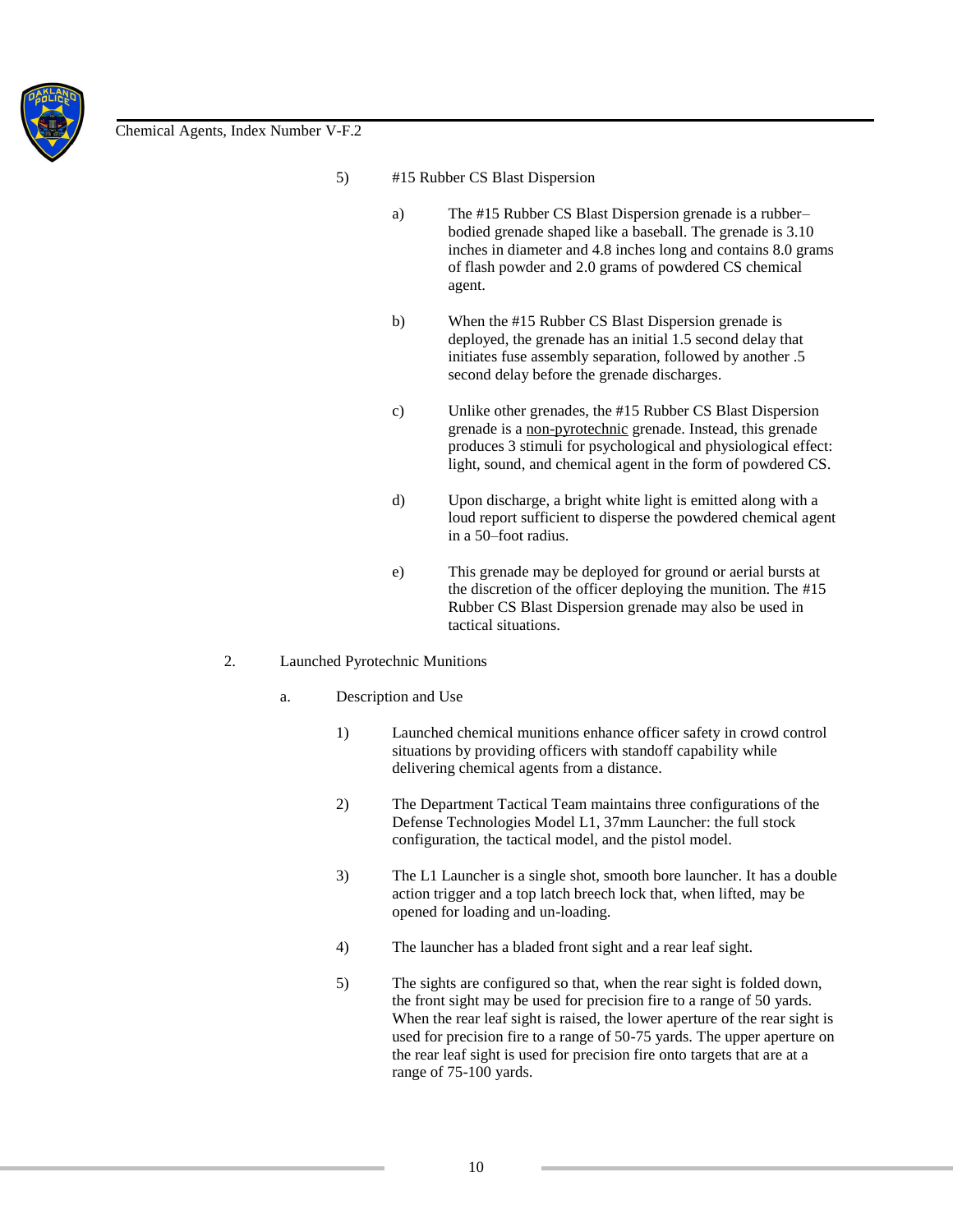5) #15 Rubber CS Blast Dispersion

a) The #15 Rubber CS Blast Dispersion grenade is a rubber–bodied grenade shaped like a baseball. The grenade is 3.10 inches in diameter and 4.8 inches long and contains 8.0 grams of flash powder and 2.0 grams of powdered CS chemical agent.

b) When the #15 Rubber CS Blast Dispersion grenade is deployed, the grenade has an initial 1.5 second delay that initiates fuse assembly separation, followed by another .5 second delay before the grenade discharges.

c) Unlike other grenades, the #15 Rubber CS Blast Dispersion grenade is a non-pyrotechnic grenade. Instead, this grenade produces 3 stimuli for psychological and physiological effect: light, sound, and chemical agent in the form of powdered CS.

d) Upon discharge, a bright white light is emitted along with a loud report sufficient to disperse the powdered chemical agent in a 50–foot radius.

e) This grenade may be deployed for ground or aerial bursts at the discretion of the officer deploying the munition. The #15 Rubber CS Blast Dispersion grenade may also be used in tactical situations.

2. Launched Pyrotechnic Munitions

a. Description and Use

1) Launched chemical munitions enhance officer safety in crowd control situations by providing officers with standoff capability while delivering chemical agents from a distance.

2) The Department Tactical Team maintains three configurations of the Defense Technologies Model L1, 37mm Launcher: the full stock configuration, the tactical model, and the pistol model.

3) The L1 Launcher is a single shot, smooth bore launcher. It has a double action trigger and a top latch breech lock that, when lifted, may be opened for loading and un-loading.

4) The launcher has a bladed front sight and a rear leaf sight.

5) The sights are configured so that, when the rear sight is folded down, the front sight may be used for precision fire to a range of 50 yards. When the rear leaf sight is raised, the lower aperture of the rear sight is used for precision fire to a range of 50-75 yards. The upper aperture on the rear leaf sight is used for precision fire onto targets that are at a range of 75-100 yards.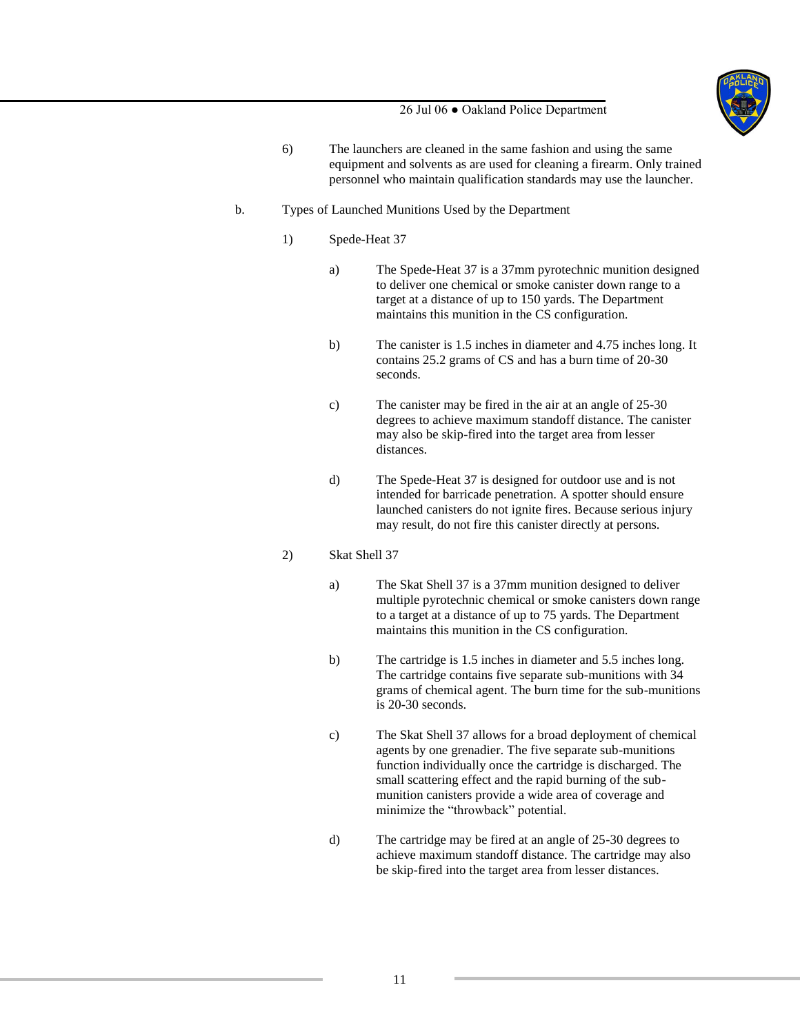6) The launchers are cleaned in the same fashion and using the same equipment and solvents as are used for cleaning a firearm. Only trained personnel who maintain qualification standards may use the launcher.

b. Types of Launched Munitions Used by the Department

1) Spede-Heat 37

a) The Spede-Heat 37 is a 37mm pyrotechnic munition designed to deliver one chemical or smoke canister down range to a target at a distance of up to 150 yards. The Department maintains this munition in the CS configuration.

b) The canister is 1.5 inches in diameter and 4.75 inches long. It contains 25.2 grams of CS and has a burn time of 20-30 seconds.

c) The canister may be fired in the air at an angle of 25-30 degrees to achieve maximum standoff distance. The canister may also be skip-fired into the target area from lesser distances.

d) The Spede-Heat 37 is designed for outdoor use and is not intended for barricade penetration. A spotter should ensure launched canisters do not ignite fires. Because serious injury may result, do not fire this canister directly at persons.

2) Skat Shell 37

a) The Skat Shell 37 is a 37mm munition designed to deliver multiple pyrotechnic chemical or smoke canisters down range to a target at a distance of up to 75 yards. The Department maintains this munition in the CS configuration.

b) The cartridge is 1.5 inches in diameter and 5.5 inches long. The cartridge contains five separate sub-munitions with 34 grams of chemical agent. The burn time for the sub-munitions is 20-30 seconds.

c) The Skat Shell 37 allows for a broad deployment of chemical agents by one grenadier. The five separate sub-munitions function individually once the cartridge is discharged. The small scattering effect and the rapid burning of the sub-munition canisters provide a wide area of coverage and minimize the "throwback" potential.

d) The cartridge may be fired at an angle of 25-30 degrees to achieve maximum standoff distance. The cartridge may also be skip-fired into the target area from lesser distances.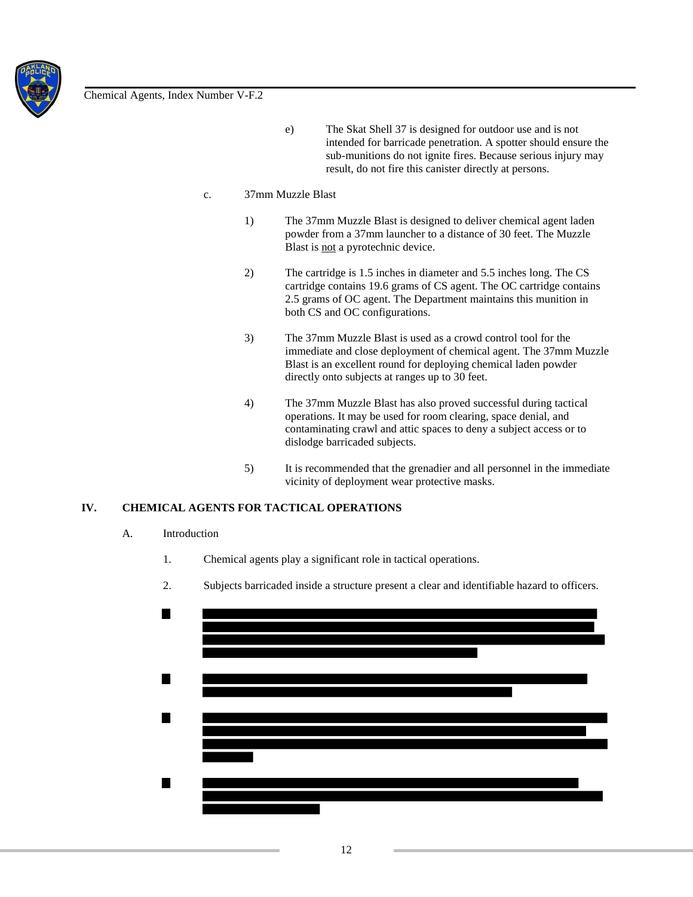e) The Skat Shell 37 is designed for outdoor use and is not intended for barricade penetration. A spotter should ensure the sub-munitions do not ignite fires. Because serious injury may result, do not fire this canister directly at persons.

c. 37mm Muzzle Blast

1) The 37mm Muzzle Blast is designed to deliver chemical agent laden powder from a 37mm launcher to a distance of 30 feet. The Muzzle Blast is not a pyrotechnic device.

2) The cartridge is 1.5 inches in diameter and 5.5 inches long. The CS cartridge contains 19.6 grams of CS agent. The OC cartridge contains 2.5 grams of OC agent. The Department maintains this munition in both CS and OC configurations.

3) The 37mm Muzzle Blast is used as a crowd control tool for the immediate and close deployment of chemical agent. The 37mm Muzzle Blast is an excellent round for deploying chemical laden powder directly onto subjects at ranges up to 30 feet.

4) The 37mm Muzzle Blast has also proved successful during tactical operations. It may be used for room clearing, space denial, and contaminating crawl and attic spaces to deny a subject access or to dislodge barricaded subjects.

5) It is recommended that the grenadier and all personnel in the immediate vicinity of deployment wear protective masks.

## IV. CHEMICAL AGENTS FOR TACTICAL OPERATIONS

A. Introduction

1. Chemical agents play a significant role in tactical operations.

2. Subjects barricaded inside a structure present a clear and identifiable hazard to officers.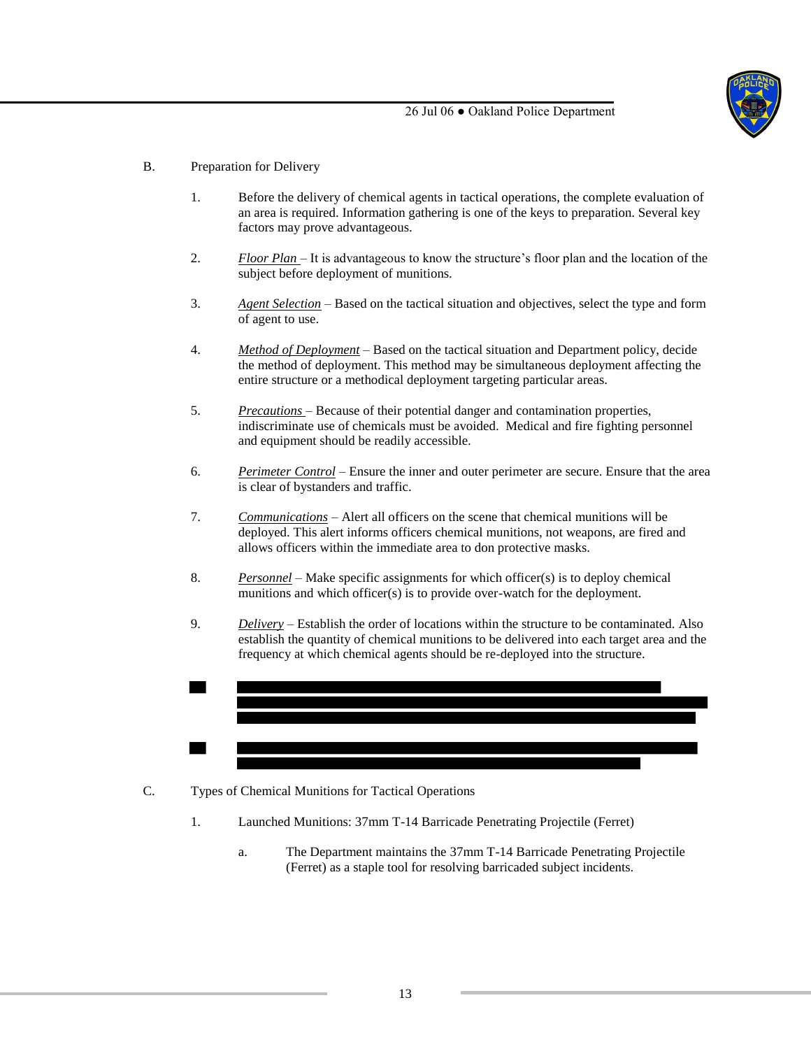B. Preparation for Delivery

1. Before the delivery of chemical agents in tactical operations, the complete evaluation of an area is required. Information gathering is one of the keys to preparation. Several key factors may prove advantageous.

2. Floor Plan – It is advantageous to know the structure's floor plan and the location of the subject before deployment of munitions.

3. Agent Selection – Based on the tactical situation and objectives, select the type and form of agent to use.

4. Method of Deployment – Based on the tactical situation and Department policy, decide the method of deployment. This method may be simultaneous deployment affecting the entire structure or a methodical deployment targeting particular areas.

5. Precautions – Because of their potential danger and contamination properties, indiscriminate use of chemicals must be avoided. Medical and fire fighting personnel and equipment should be readily accessible.

6. Perimeter Control – Ensure the inner and outer perimeter are secure. Ensure that the area is clear of bystanders and traffic.

7. Communications – Alert all officers on the scene that chemical munitions will be deployed. This alert informs officers chemical munitions, not weapons, are fired and allows officers within the immediate area to don protective masks.

8. Personnel – Make specific assignments for which officer(s) is to deploy chemical munitions and which officer(s) is to provide over-watch for the deployment.

9. Delivery – Establish the order of locations within the structure to be contaminated. Also establish the quantity of chemical munitions to be delivered into each target area and the frequency at which chemical agents should be re-deployed into the structure.

C. Types of Chemical Munitions for Tactical Operations

1. Launched Munitions: 37mm T-14 Barricade Penetrating Projectile (Ferret)

   a. The Department maintains the 37mm T-14 Barricade Penetrating Projectile (Ferret) as a staple tool for resolving barricaded subject incidents.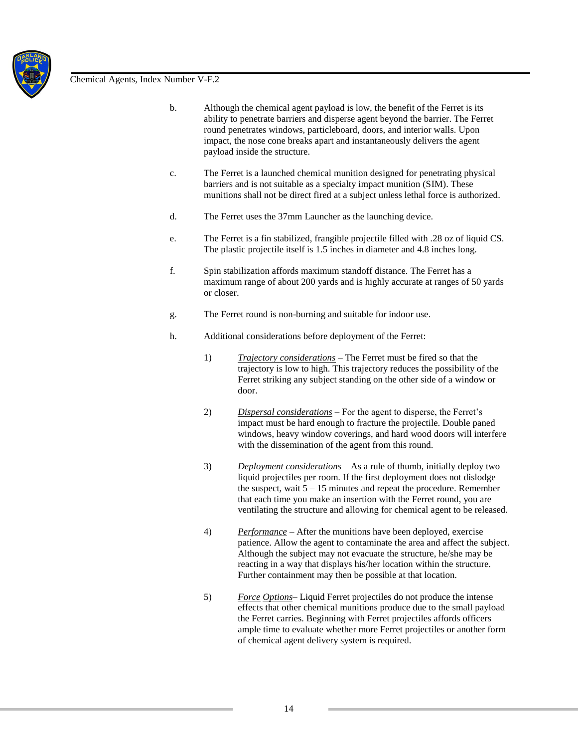b. Although the chemical agent payload is low, the benefit of the Ferret is its ability to penetrate barriers and disperse agent beyond the barrier. The Ferret round penetrates windows, particleboard, doors, and interior walls. Upon impact, the nose cone breaks apart and instantaneously delivers the agent payload inside the structure.

c. The Ferret is a launched chemical munition designed for penetrating physical barriers and is not suitable as a specialty impact munition (SIM). These munitions shall not be direct fired at a subject unless lethal force is authorized.

d. The Ferret uses the 37mm Launcher as the launching device.

e. The Ferret is a fin stabilized, frangible projectile filled with .28 oz of liquid CS. The plastic projectile itself is 1.5 inches in diameter and 4.8 inches long.

f. Spin stabilization affords maximum standoff distance. The Ferret has a maximum range of about 200 yards and is highly accurate at ranges of 50 yards or closer.

g. The Ferret round is non-burning and suitable for indoor use.

h. Additional considerations before deployment of the Ferret:

   1) *Trajectory considerations* – The Ferret must be fired so that the trajectory is low to high. This trajectory reduces the possibility of the Ferret striking any subject standing on the other side of a window or door.

   2) *Dispersal considerations* – For the agent to disperse, the Ferret's impact must be hard enough to fracture the projectile. Double paned windows, heavy window coverings, and hard wood doors will interfere with the dissemination of the agent from this round.

   3) *Deployment considerations* – As a rule of thumb, initially deploy two liquid projectiles per room. If the first deployment does not dislodge the suspect, wait 5 – 15 minutes and repeat the procedure. Remember that each time you make an insertion with the Ferret round, you are ventilating the structure and allowing for chemical agent to be released.

   4) *Performance* – After the munitions have been deployed, exercise patience. Allow the agent to contaminate the area and affect the subject. Although the subject may not evacuate the structure, he/she may be reacting in a way that displays his/her location within the structure. Further containment may then be possible at that location.

   5) *Force Options*– Liquid Ferret projectiles do not produce the intense effects that other chemical munitions produce due to the small payload the Ferret carries. Beginning with Ferret projectiles affords officers ample time to evaluate whether more Ferret projectiles or another form of chemical agent delivery system is required.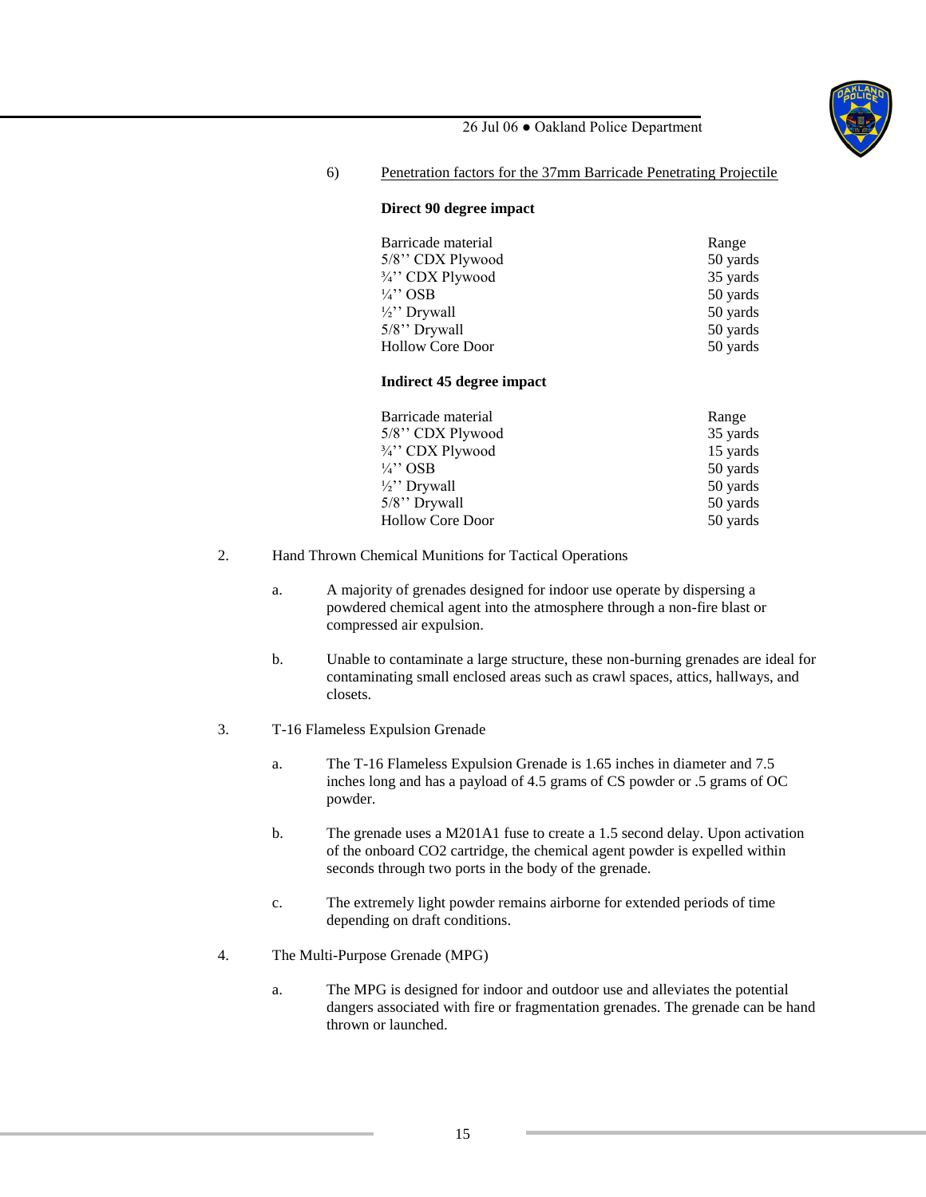6) Penetration factors for the 37mm Barricade Penetrating Projectile

**Direct 90 degree impact**

| Barricade material | Range |
|---|---|
| 5/8'' CDX Plywood | 50 yards |
| ¾'' CDX Plywood | 35 yards |
| ¼'' OSB | 50 yards |
| ½'' Drywall | 50 yards |
| 5/8'' Drywall | 50 yards |
| Hollow Core Door | 50 yards |

**Indirect 45 degree impact**

| Barricade material | Range |
|---|---|
| 5/8'' CDX Plywood | 35 yards |
| ¾'' CDX Plywood | 15 yards |
| ¼'' OSB | 50 yards |
| ½'' Drywall | 50 yards |
| 5/8'' Drywall | 50 yards |
| Hollow Core Door | 50 yards |

2. Hand Thrown Chemical Munitions for Tactical Operations

   a. A majority of grenades designed for indoor use operate by dispersing a powdered chemical agent into the atmosphere through a non-fire blast or compressed air expulsion.

   b. Unable to contaminate a large structure, these non-burning grenades are ideal for contaminating small enclosed areas such as crawl spaces, attics, hallways, and closets.

3. T-16 Flameless Expulsion Grenade

   a. The T-16 Flameless Expulsion Grenade is 1.65 inches in diameter and 7.5 inches long and has a payload of 4.5 grams of CS powder or .5 grams of OC powder.

   b. The grenade uses a M201A1 fuse to create a 1.5 second delay. Upon activation of the onboard $CO_2$ cartridge, the chemical agent powder is expelled within seconds through two ports in the body of the grenade.

   c. The extremely light powder remains airborne for extended periods of time depending on draft conditions.

4. The Multi-Purpose Grenade (MPG)

   a. The MPG is designed for indoor and outdoor use and alleviates the potential dangers associated with fire or fragmentation grenades. The grenade can be hand thrown or launched.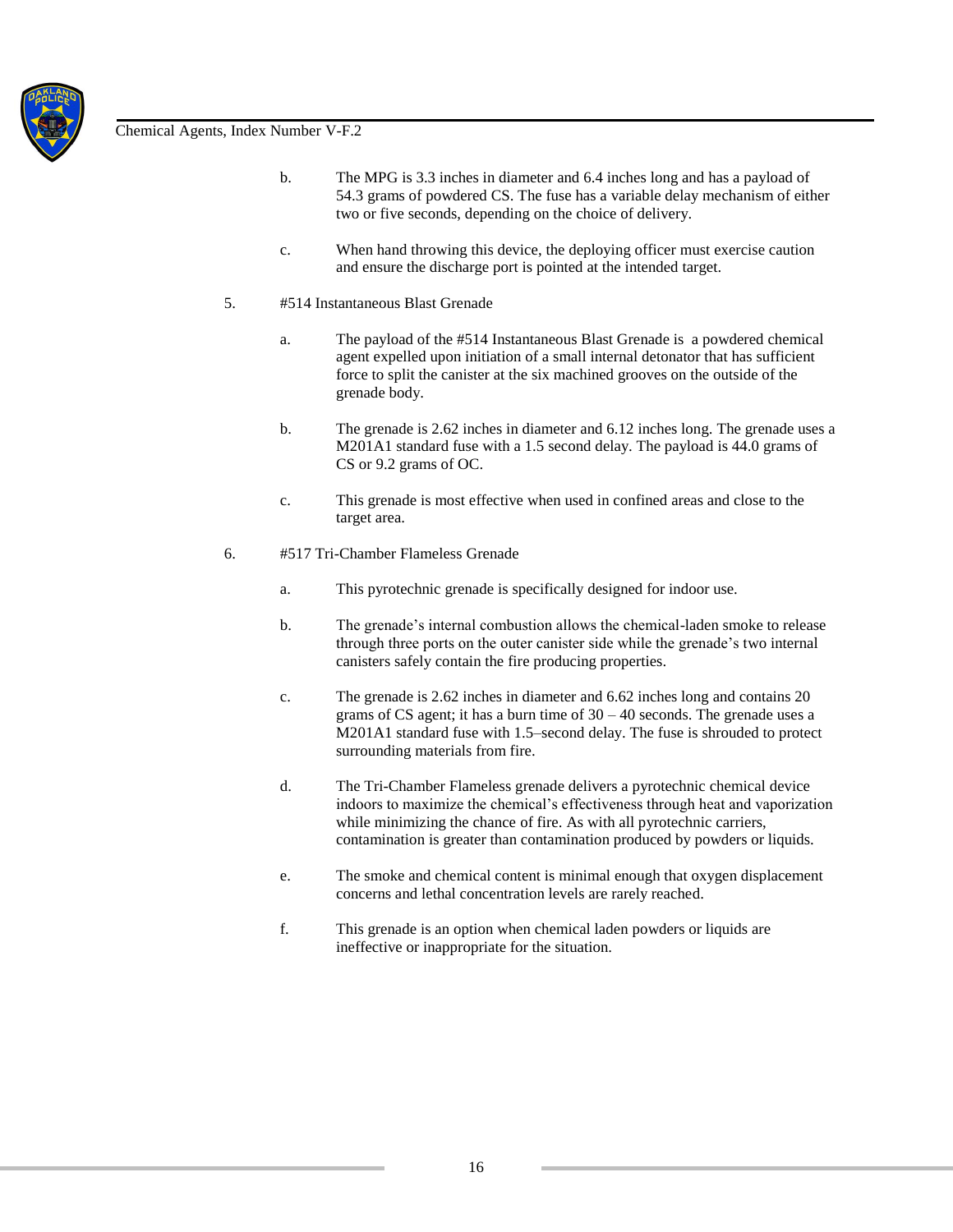b. The MPG is 3.3 inches in diameter and 6.4 inches long and has a payload of 54.3 grams of powdered CS. The fuse has a variable delay mechanism of either two or five seconds, depending on the choice of delivery.

c. When hand throwing this device, the deploying officer must exercise caution and ensure the discharge port is pointed at the intended target.

5. #514 Instantaneous Blast Grenade

   a. The payload of the #514 Instantaneous Blast Grenade is a powdered chemical agent expelled upon initiation of a small internal detonator that has sufficient force to split the canister at the six machined grooves on the outside of the grenade body.

   b. The grenade is 2.62 inches in diameter and 6.12 inches long. The grenade uses a M201A1 standard fuse with a 1.5 second delay. The payload is 44.0 grams of CS or 9.2 grams of OC.

   c. This grenade is most effective when used in confined areas and close to the target area.

6. #517 Tri-Chamber Flameless Grenade

   a. This pyrotechnic grenade is specifically designed for indoor use.

   b. The grenade's internal combustion allows the chemical-laden smoke to release through three ports on the outer canister side while the grenade's two internal canisters safely contain the fire producing properties.

   c. The grenade is 2.62 inches in diameter and 6.62 inches long and contains 20 grams of CS agent; it has a burn time of 30 – 40 seconds. The grenade uses a M201A1 standard fuse with 1.5–second delay. The fuse is shrouded to protect surrounding materials from fire.

   d. The Tri-Chamber Flameless grenade delivers a pyrotechnic chemical device indoors to maximize the chemical's effectiveness through heat and vaporization while minimizing the chance of fire. As with all pyrotechnic carriers, contamination is greater than contamination produced by powders or liquids.

   e. The smoke and chemical content is minimal enough that oxygen displacement concerns and lethal concentration levels are rarely reached.

   f. This grenade is an option when chemical laden powders or liquids are ineffective or inappropriate for the situation.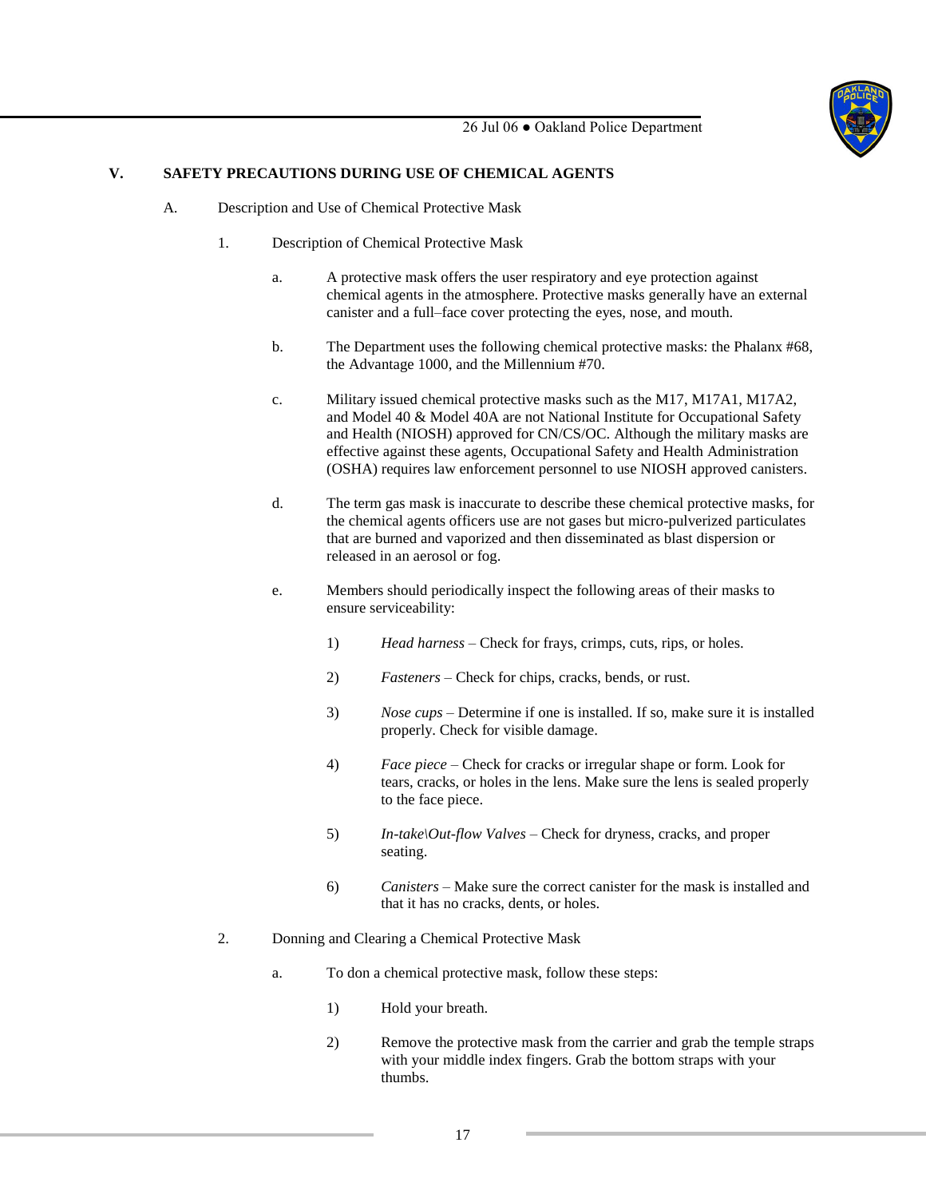## V. SAFETY PRECAUTIONS DURING USE OF CHEMICAL AGENTS

A. Description and Use of Chemical Protective Mask

1. Description of Chemical Protective Mask

   a. A protective mask offers the user respiratory and eye protection against chemical agents in the atmosphere. Protective masks generally have an external canister and a full–face cover protecting the eyes, nose, and mouth.

   b. The Department uses the following chemical protective masks: the Phalanx #68, the Advantage 1000, and the Millennium #70.

   c. Military issued chemical protective masks such as the M17, M17A1, M17A2, and Model 40 & Model 40A are not National Institute for Occupational Safety and Health (NIOSH) approved for CN/CS/OC. Although the military masks are effective against these agents, Occupational Safety and Health Administration (OSHA) requires law enforcement personnel to use NIOSH approved canisters.

   d. The term gas mask is inaccurate to describe these chemical protective masks, for the chemical agents officers use are not gases but micro-pulverized particulates that are burned and vaporized and then disseminated as blast dispersion or released in an aerosol or fog.

   e. Members should periodically inspect the following areas of their masks to ensure serviceability:

      1) *Head harness* – Check for frays, crimps, cuts, rips, or holes.

      2) *Fasteners* – Check for chips, cracks, bends, or rust.

      3) *Nose cups* – Determine if one is installed. If so, make sure it is installed properly. Check for visible damage.

      4) *Face piece* – Check for cracks or irregular shape or form. Look for tears, cracks, or holes in the lens. Make sure the lens is sealed properly to the face piece.

      5) *In-take\Out-flow Valves* – Check for dryness, cracks, and proper seating.

      6) *Canisters* – Make sure the correct canister for the mask is installed and that it has no cracks, dents, or holes.

2. Donning and Clearing a Chemical Protective Mask

   a. To don a chemical protective mask, follow these steps:

      1) Hold your breath.

      2) Remove the protective mask from the carrier and grab the temple straps with your middle index fingers. Grab the bottom straps with your thumbs.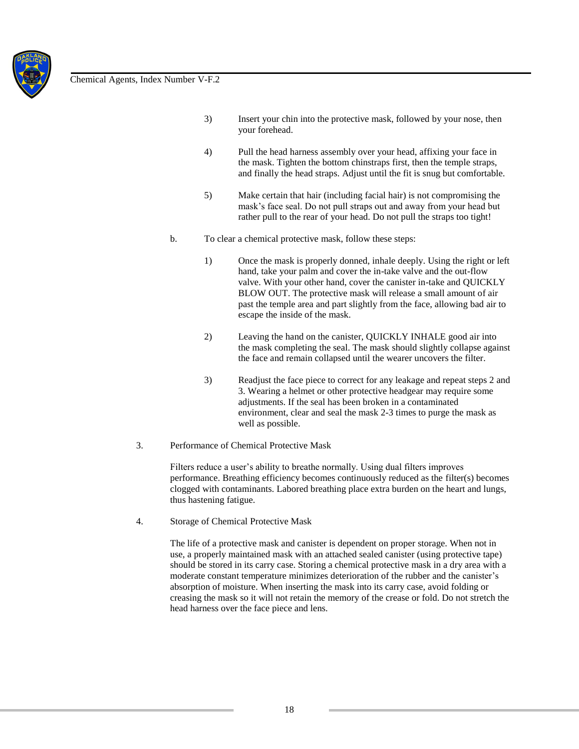3) Insert your chin into the protective mask, followed by your nose, then your forehead.

4) Pull the head harness assembly over your head, affixing your face in the mask. Tighten the bottom chinstraps first, then the temple straps, and finally the head straps. Adjust until the fit is snug but comfortable.

5) Make certain that hair (including facial hair) is not compromising the mask's face seal. Do not pull straps out and away from your head but rather pull to the rear of your head. Do not pull the straps too tight!

b. To clear a chemical protective mask, follow these steps:

1) Once the mask is properly donned, inhale deeply. Using the right or left hand, take your palm and cover the in-take valve and the out-flow valve. With your other hand, cover the canister in-take and QUICKLY BLOW OUT. The protective mask will release a small amount of air past the temple area and part slightly from the face, allowing bad air to escape the inside of the mask.

2) Leaving the hand on the canister, QUICKLY INHALE good air into the mask completing the seal. The mask should slightly collapse against the face and remain collapsed until the wearer uncovers the filter.

3) Readjust the face piece to correct for any leakage and repeat steps 2 and 3. Wearing a helmet or other protective headgear may require some adjustments. If the seal has been broken in a contaminated environment, clear and seal the mask 2-3 times to purge the mask as well as possible.

3. Performance of Chemical Protective Mask

Filters reduce a user's ability to breathe normally. Using dual filters improves performance. Breathing efficiency becomes continuously reduced as the filter(s) becomes clogged with contaminants. Labored breathing place extra burden on the heart and lungs, thus hastening fatigue.

4. Storage of Chemical Protective Mask

The life of a protective mask and canister is dependent on proper storage. When not in use, a properly maintained mask with an attached sealed canister (using protective tape) should be stored in its carry case. Storing a chemical protective mask in a dry area with a moderate constant temperature minimizes deterioration of the rubber and the canister's absorption of moisture. When inserting the mask into its carry case, avoid folding or creasing the mask so it will not retain the memory of the crease or fold. Do not stretch the head harness over the face piece and lens.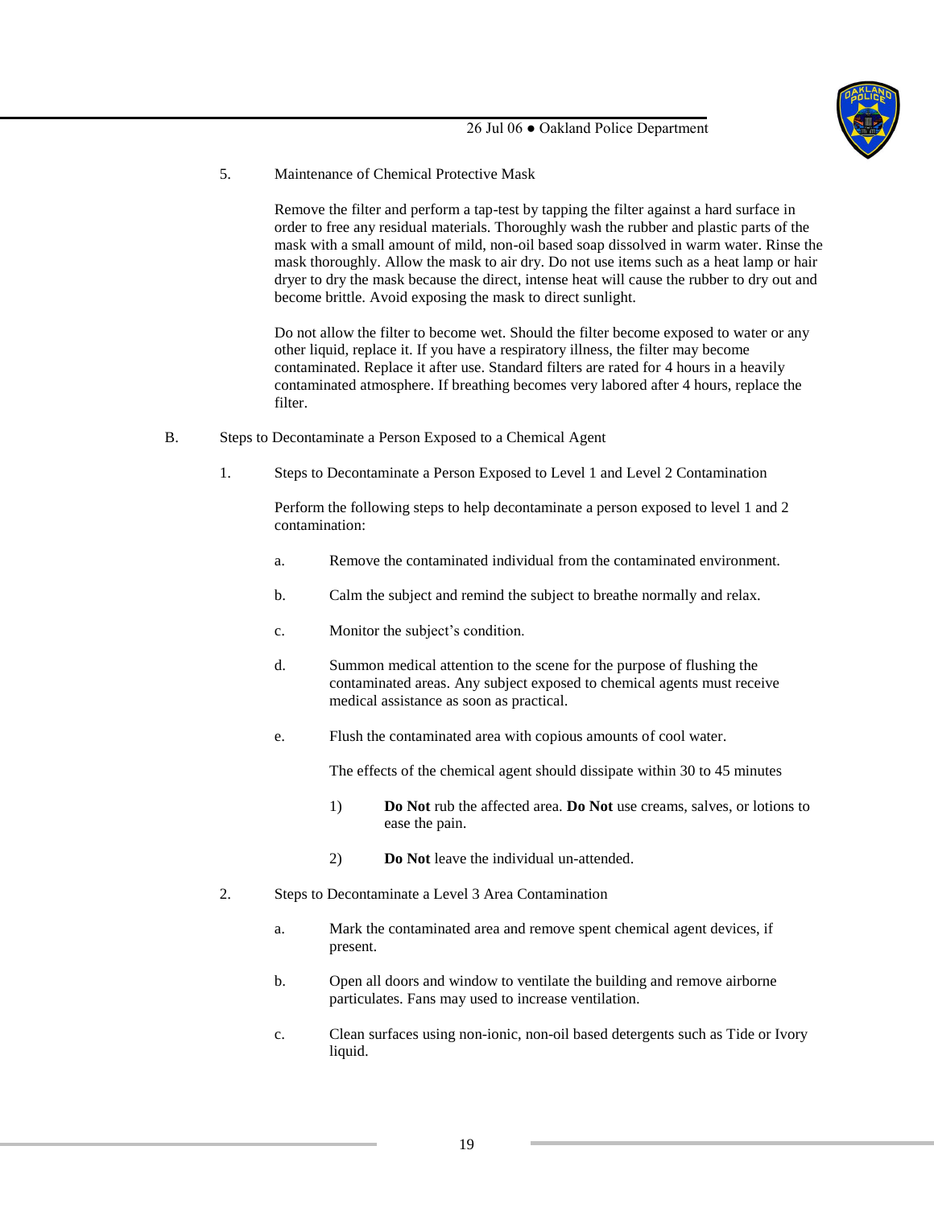5. Maintenance of Chemical Protective Mask

   Remove the filter and perform a tap-test by tapping the filter against a hard surface in order to free any residual materials. Thoroughly wash the rubber and plastic parts of the mask with a small amount of mild, non-oil based soap dissolved in warm water. Rinse the mask thoroughly. Allow the mask to air dry. Do not use items such as a heat lamp or hair dryer to dry the mask because the direct, intense heat will cause the rubber to dry out and become brittle. Avoid exposing the mask to direct sunlight.

   Do not allow the filter to become wet. Should the filter become exposed to water or any other liquid, replace it. If you have a respiratory illness, the filter may become contaminated. Replace it after use. Standard filters are rated for 4 hours in a heavily contaminated atmosphere. If breathing becomes very labored after 4 hours, replace the filter.

B. Steps to Decontaminate a Person Exposed to a Chemical Agent

1. Steps to Decontaminate a Person Exposed to Level 1 and Level 2 Contamination

   Perform the following steps to help decontaminate a person exposed to level 1 and 2 contamination:

   a. Remove the contaminated individual from the contaminated environment.

   b. Calm the subject and remind the subject to breathe normally and relax.

   c. Monitor the subject's condition.

   d. Summon medical attention to the scene for the purpose of flushing the contaminated areas. Any subject exposed to chemical agents must receive medical assistance as soon as practical.

   e. Flush the contaminated area with copious amounts of cool water.

      The effects of the chemical agent should dissipate within 30 to 45 minutes

      1) **Do Not** rub the affected area. **Do Not** use creams, salves, or lotions to ease the pain.

      2) **Do Not** leave the individual un-attended.

2. Steps to Decontaminate a Level 3 Area Contamination

   a. Mark the contaminated area and remove spent chemical agent devices, if present.

   b. Open all doors and window to ventilate the building and remove airborne particulates. Fans may used to increase ventilation.

   c. Clean surfaces using non-ionic, non-oil based detergents such as Tide or Ivory liquid.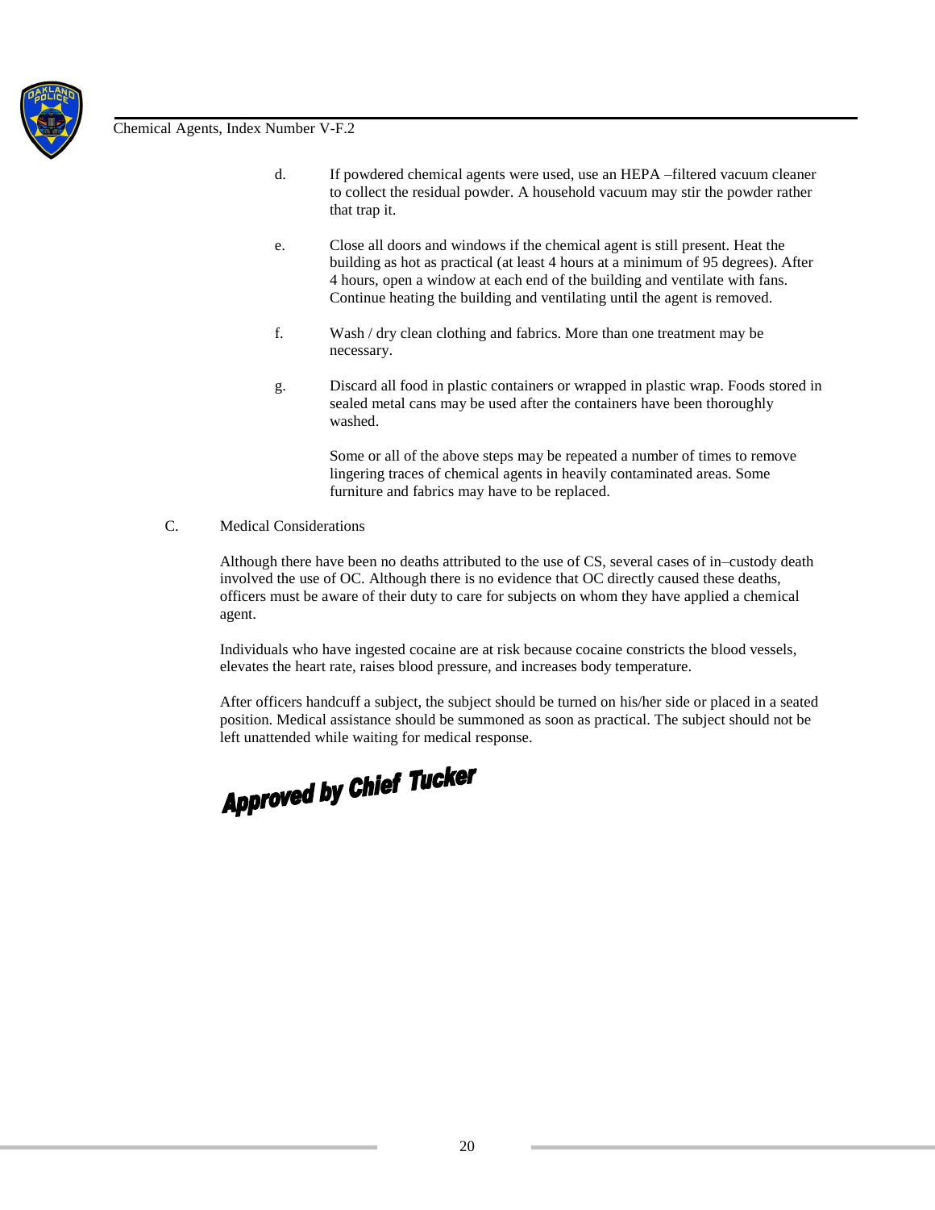d. If powdered chemical agents were used, use an HEPA –filtered vacuum cleaner to collect the residual powder. A household vacuum may stir the powder rather that trap it.

e. Close all doors and windows if the chemical agent is still present. Heat the building as hot as practical (at least 4 hours at a minimum of 95 degrees). After 4 hours, open a window at each end of the building and ventilate with fans. Continue heating the building and ventilating until the agent is removed.

f. Wash / dry clean clothing and fabrics. More than one treatment may be necessary.

g. Discard all food in plastic containers or wrapped in plastic wrap. Foods stored in sealed metal cans may be used after the containers have been thoroughly washed.

Some or all of the above steps may be repeated a number of times to remove lingering traces of chemical agents in heavily contaminated areas. Some furniture and fabrics may have to be replaced.

C. Medical Considerations

Although there have been no deaths attributed to the use of CS, several cases of in–custody death involved the use of OC. Although there is no evidence that OC directly caused these deaths, officers must be aware of their duty to care for subjects on whom they have applied a chemical agent.

Individuals who have ingested cocaine are at risk because cocaine constricts the blood vessels, elevates the heart rate, raises blood pressure, and increases body temperature.

After officers handcuff a subject, the subject should be turned on his/her side or placed in a seated position. Medical assistance should be summoned as soon as practical. The subject should not be left unattended while waiting for medical response.

**Approved by Chief Tucker**